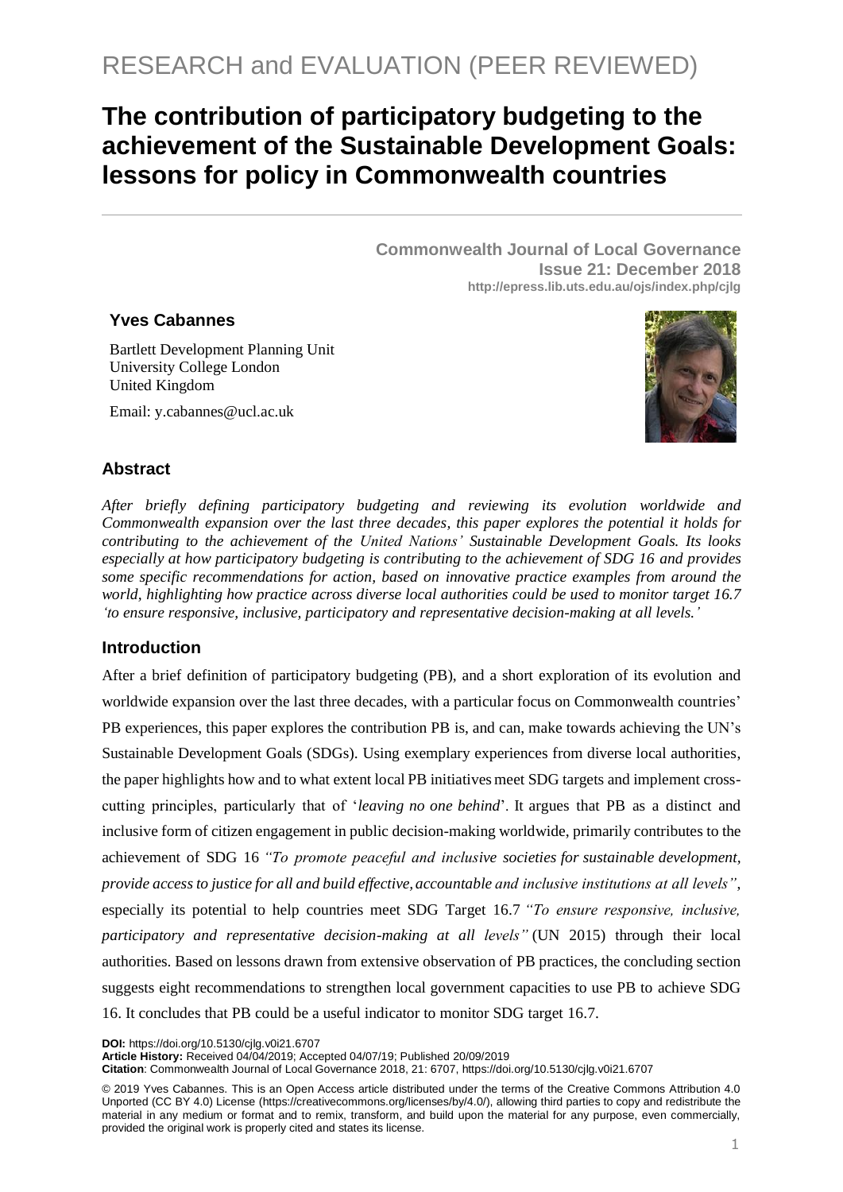RESEARCH and EVALUATION (PEER REVIEWED)

# The contribution of participatory budgeting to the achievement of the Sustainable Development Goals: lessons for policy in Commonwealth countries

**Commonwealth Journal of Local Governance**
**Issue 21: December 2018**
**http://epress.lib.uts.edu.au/ojs/index.php/cjlg**

**Yves Cabannes**

Bartlett Development Planning Unit
University College London
United Kingdom

Email: y.cabannes@ucl.ac.uk

## Abstract

*After briefly defining participatory budgeting and reviewing its evolution worldwide and Commonwealth expansion over the last three decades, this paper explores the potential it holds for contributing to the achievement of the United Nations' Sustainable Development Goals. Its looks especially at how participatory budgeting is contributing to the achievement of SDG 16 and provides some specific recommendations for action, based on innovative practice examples from around the world, highlighting how practice across diverse local authorities could be used to monitor target 16.7 'to ensure responsive, inclusive, participatory and representative decision-making at all levels.'*

## Introduction

After a brief definition of participatory budgeting (PB), and a short exploration of its evolution and worldwide expansion over the last three decades, with a particular focus on Commonwealth countries' PB experiences, this paper explores the contribution PB is, and can, make towards achieving the UN's Sustainable Development Goals (SDGs). Using exemplary experiences from diverse local authorities, the paper highlights how and to what extent local PB initiatives meet SDG targets and implement cross-cutting principles, particularly that of '*leaving no one behind*'. It argues that PB as a distinct and inclusive form of citizen engagement in public decision-making worldwide, primarily contributes to the achievement of SDG 16 *"To promote peaceful and inclusive societies for sustainable development, provide access to justice for all and build effective, accountable and inclusive institutions at all levels"*, especially its potential to help countries meet SDG Target 16.7 *"To ensure responsive, inclusive, participatory and representative decision-making at all levels"* (UN 2015) through their local authorities. Based on lessons drawn from extensive observation of PB practices, the concluding section suggests eight recommendations to strengthen local government capacities to use PB to achieve SDG 16. It concludes that PB could be a useful indicator to monitor SDG target 16.7.

**DOI:** https://doi.org/10.5130/cjlg.v0i21.6707
**Article History:** Received 04/04/2019; Accepted 04/07/19; Published 20/09/2019
**Citation**: Commonwealth Journal of Local Governance 2018, 21: 6707, https://doi.org/10.5130/cjlg.v0i21.6707

© 2019 Yves Cabannes. This is an Open Access article distributed under the terms of the Creative Commons Attribution 4.0 Unported (CC BY 4.0) License (https://creativecommons.org/licenses/by/4.0/), allowing third parties to copy and redistribute the material in any medium or format and to remix, transform, and build upon the material for any purpose, even commercially, provided the original work is properly cited and states its license.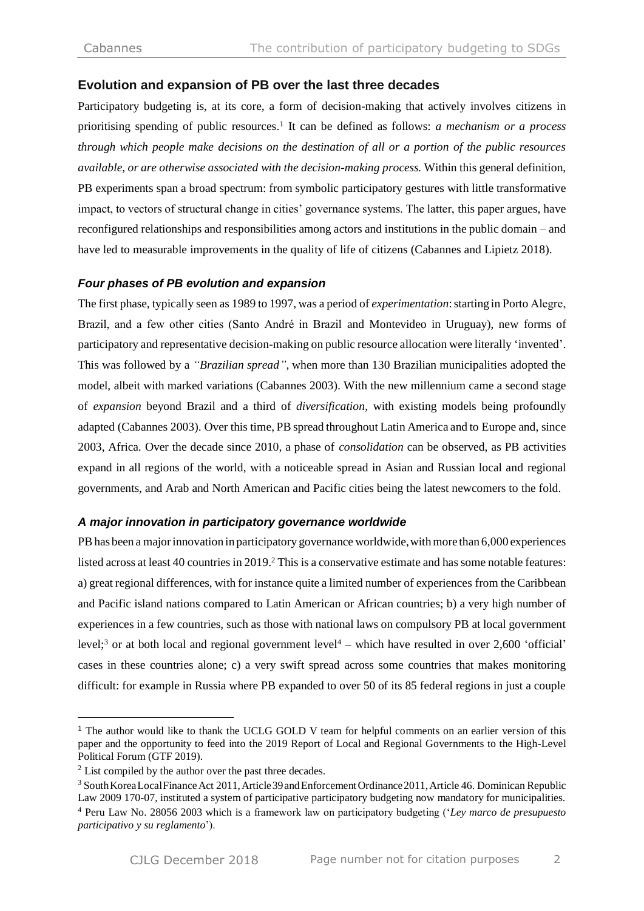## Evolution and expansion of PB over the last three decades

Participatory budgeting is, at its core, a form of decision-making that actively involves citizens in prioritising spending of public resources.[1] It can be defined as follows: *a mechanism or a process through which people make decisions on the destination of all or a portion of the public resources available, or are otherwise associated with the decision-making process.* Within this general definition, PB experiments span a broad spectrum: from symbolic participatory gestures with little transformative impact, to vectors of structural change in cities' governance systems. The latter, this paper argues, have reconfigured relationships and responsibilities among actors and institutions in the public domain – and have led to measurable improvements in the quality of life of citizens (Cabannes and Lipietz 2018).

### *Four phases of PB evolution and expansion*

The first phase, typically seen as 1989 to 1997, was a period of *experimentation*: starting in Porto Alegre, Brazil, and a few other cities (Santo André in Brazil and Montevideo in Uruguay), new forms of participatory and representative decision-making on public resource allocation were literally 'invented'. This was followed by a *"Brazilian spread"*, when more than 130 Brazilian municipalities adopted the model, albeit with marked variations (Cabannes 2003). With the new millennium came a second stage of *expansion* beyond Brazil and a third of *diversification*, with existing models being profoundly adapted (Cabannes 2003). Over this time, PB spread throughout Latin America and to Europe and, since 2003, Africa. Over the decade since 2010, a phase of *consolidation* can be observed, as PB activities expand in all regions of the world, with a noticeable spread in Asian and Russian local and regional governments, and Arab and North American and Pacific cities being the latest newcomers to the fold.

### *A major innovation in participatory governance worldwide*

PB has been a major innovation in participatory governance worldwide, with more than 6,000 experiences listed across at least 40 countries in 2019.[2] This is a conservative estimate and has some notable features: a) great regional differences, with for instance quite a limited number of experiences from the Caribbean and Pacific island nations compared to Latin American or African countries; b) a very high number of experiences in a few countries, such as those with national laws on compulsory PB at local government level;[3] or at both local and regional government level[4] – which have resulted in over 2,600 'official' cases in these countries alone; c) a very swift spread across some countries that makes monitoring difficult: for example in Russia where PB expanded to over 50 of its 85 federal regions in just a couple

---

[1] The author would like to thank the UCLG GOLD V team for helpful comments on an earlier version of this paper and the opportunity to feed into the 2019 Report of Local and Regional Governments to the High-Level Political Forum (GTF 2019).

[2] List compiled by the author over the past three decades.

[3] South Korea Local Finance Act 2011, Article 39 and Enforcement Ordinance 2011, Article 46. Dominican Republic Law 2009 170-07, instituted a system of participative participatory budgeting now mandatory for municipalities.

[4] Peru Law No. 28056 2003 which is a framework law on participatory budgeting ('*Ley marco de presupuesto participativo y su reglamento*').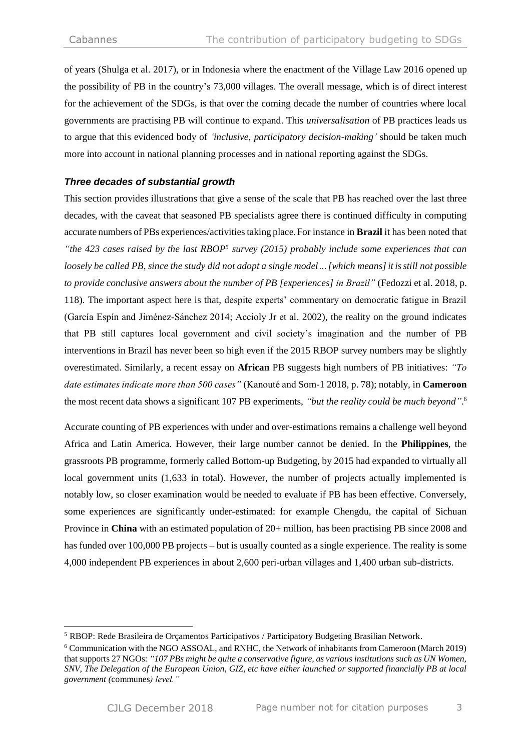of years (Shulga et al. 2017), or in Indonesia where the enactment of the Village Law 2016 opened up the possibility of PB in the country's 73,000 villages. The overall message, which is of direct interest for the achievement of the SDGs, is that over the coming decade the number of countries where local governments are practising PB will continue to expand. This *universalisation* of PB practices leads us to argue that this evidenced body of *'inclusive, participatory decision-making'* should be taken much more into account in national planning processes and in national reporting against the SDGs.

### *Three decades of substantial growth*

This section provides illustrations that give a sense of the scale that PB has reached over the last three decades, with the caveat that seasoned PB specialists agree there is continued difficulty in computing accurate numbers of PBs experiences/activities taking place. For instance in **Brazil** it has been noted that *"the 423 cases raised by the last RBOP[5] survey (2015) probably include some experiences that can loosely be called PB, since the study did not adopt a single model… [which means] it is still not possible to provide conclusive answers about the number of PB [experiences] in Brazil"* (Fedozzi et al. 2018, p. 118). The important aspect here is that, despite experts' commentary on democratic fatigue in Brazil (García Espín and Jiménez-Sánchez 2014; Accioly Jr et al. 2002), the reality on the ground indicates that PB still captures local government and civil society's imagination and the number of PB interventions in Brazil has never been so high even if the 2015 RBOP survey numbers may be slightly overestimated. Similarly, a recent essay on **African** PB suggests high numbers of PB initiatives: *"To date estimates indicate more than 500 cases"* (Kanouté and Som-1 2018, p. 78); notably, in **Cameroon** the most recent data shows a significant 107 PB experiments, *"but the reality could be much beyond"*.[6]

Accurate counting of PB experiences with under and over-estimations remains a challenge well beyond Africa and Latin America. However, their large number cannot be denied. In the **Philippines**, the grassroots PB programme, formerly called Bottom-up Budgeting, by 2015 had expanded to virtually all local government units (1,633 in total). However, the number of projects actually implemented is notably low, so closer examination would be needed to evaluate if PB has been effective. Conversely, some experiences are significantly under-estimated: for example Chengdu, the capital of Sichuan Province in **China** with an estimated population of 20+ million, has been practising PB since 2008 and has funded over 100,000 PB projects – but is usually counted as a single experience. The reality is some 4,000 independent PB experiences in about 2,600 peri-urban villages and 1,400 urban sub-districts.

---

[5] RBOP: Rede Brasileira de Orçamentos Participativos / Participatory Budgeting Brasilian Network.

[6] Communication with the NGO ASSOAL, and RNHC, the Network of inhabitants from Cameroon (March 2019) that supports 27 NGOs: *"107 PBs might be quite a conservative figure, as various institutions such as UN Women, SNV, The Delegation of the European Union, GIZ, etc have either launched or supported financially PB at local government (*communes*) level."*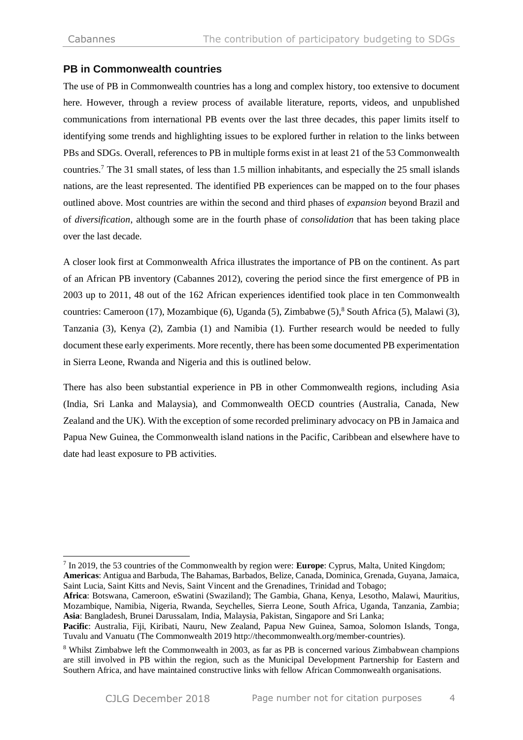## PB in Commonwealth countries

The use of PB in Commonwealth countries has a long and complex history, too extensive to document here. However, through a review process of available literature, reports, videos, and unpublished communications from international PB events over the last three decades, this paper limits itself to identifying some trends and highlighting issues to be explored further in relation to the links between PBs and SDGs. Overall, references to PB in multiple forms exist in at least 21 of the 53 Commonwealth countries.[7] The 31 small states, of less than 1.5 million inhabitants, and especially the 25 small islands nations, are the least represented. The identified PB experiences can be mapped on to the four phases outlined above. Most countries are within the second and third phases of *expansion* beyond Brazil and of *diversification*, although some are in the fourth phase of *consolidation* that has been taking place over the last decade.

A closer look first at Commonwealth Africa illustrates the importance of PB on the continent. As part of an African PB inventory (Cabannes 2012), covering the period since the first emergence of PB in 2003 up to 2011, 48 out of the 162 African experiences identified took place in ten Commonwealth countries: Cameroon (17), Mozambique (6), Uganda (5), Zimbabwe (5),[8] South Africa (5), Malawi (3), Tanzania (3), Kenya (2), Zambia (1) and Namibia (1). Further research would be needed to fully document these early experiments. More recently, there has been some documented PB experimentation in Sierra Leone, Rwanda and Nigeria and this is outlined below.

There has also been substantial experience in PB in other Commonwealth regions, including Asia (India, Sri Lanka and Malaysia), and Commonwealth OECD countries (Australia, Canada, New Zealand and the UK). With the exception of some recorded preliminary advocacy on PB in Jamaica and Papua New Guinea, the Commonwealth island nations in the Pacific, Caribbean and elsewhere have to date had least exposure to PB activities.

---

[7] In 2019, the 53 countries of the Commonwealth by region were: **Europe**: Cyprus, Malta, United Kingdom; **Americas**: Antigua and Barbuda, The Bahamas, Barbados, Belize, Canada, Dominica, Grenada, Guyana, Jamaica, Saint Lucia, Saint Kitts and Nevis, Saint Vincent and the Grenadines, Trinidad and Tobago; **Africa**: Botswana, Cameroon, eSwatini (Swaziland); The Gambia, Ghana, Kenya, Lesotho, Malawi, Mauritius, Mozambique, Namibia, Nigeria, Rwanda, Seychelles, Sierra Leone, South Africa, Uganda, Tanzania, Zambia; **Asia**: Bangladesh, Brunei Darussalam, India, Malaysia, Pakistan, Singapore and Sri Lanka; **Pacific**: Australia, Fiji, Kiribati, Nauru, New Zealand, Papua New Guinea, Samoa, Solomon Islands, Tonga, Tuvalu and Vanuatu (The Commonwealth 2019 http://thecommonwealth.org/member-countries).

[8] Whilst Zimbabwe left the Commonwealth in 2003, as far as PB is concerned various Zimbabwean champions are still involved in PB within the region, such as the Municipal Development Partnership for Eastern and Southern Africa, and have maintained constructive links with fellow African Commonwealth organisations.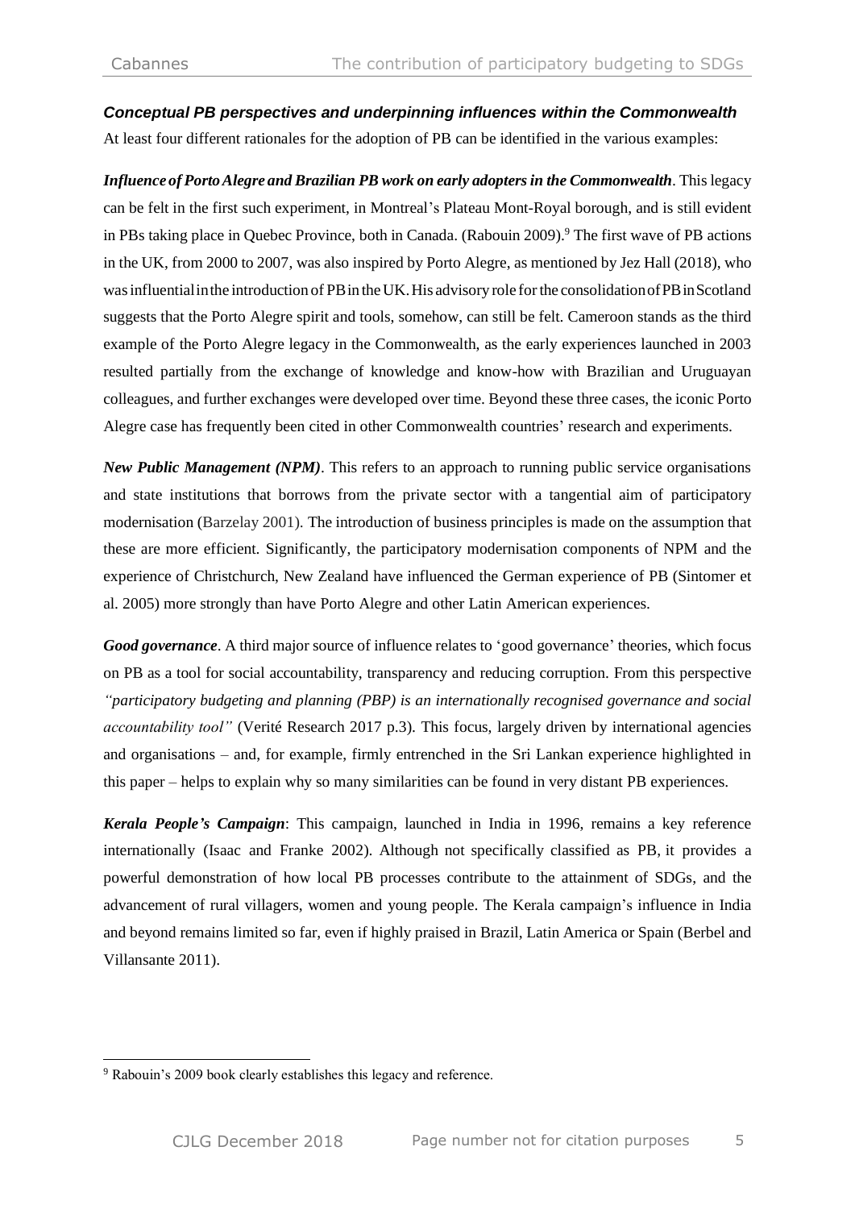### *Conceptual PB perspectives and underpinning influences within the Commonwealth*

At least four different rationales for the adoption of PB can be identified in the various examples:

***Influence of Porto Alegre and Brazilian PB work on early adopters in the Commonwealth***. This legacy can be felt in the first such experiment, in Montreal's Plateau Mont-Royal borough, and is still evident in PBs taking place in Quebec Province, both in Canada. (Rabouin 2009).[9] The first wave of PB actions in the UK, from 2000 to 2007, was also inspired by Porto Alegre, as mentioned by Jez Hall (2018), who was influential in the introduction of PB in the UK. His advisory role for the consolidation of PB in Scotland suggests that the Porto Alegre spirit and tools, somehow, can still be felt. Cameroon stands as the third example of the Porto Alegre legacy in the Commonwealth, as the early experiences launched in 2003 resulted partially from the exchange of knowledge and know-how with Brazilian and Uruguayan colleagues, and further exchanges were developed over time. Beyond these three cases, the iconic Porto Alegre case has frequently been cited in other Commonwealth countries' research and experiments.

***New Public Management (NPM)***. This refers to an approach to running public service organisations and state institutions that borrows from the private sector with a tangential aim of participatory modernisation (Barzelay 2001). The introduction of business principles is made on the assumption that these are more efficient. Significantly, the participatory modernisation components of NPM and the experience of Christchurch, New Zealand have influenced the German experience of PB (Sintomer et al. 2005) more strongly than have Porto Alegre and other Latin American experiences.

***Good governance***. A third major source of influence relates to 'good governance' theories, which focus on PB as a tool for social accountability, transparency and reducing corruption. From this perspective *"participatory budgeting and planning (PBP) is an internationally recognised governance and social accountability tool"* (Verité Research 2017 p.3). This focus, largely driven by international agencies and organisations – and, for example, firmly entrenched in the Sri Lankan experience highlighted in this paper – helps to explain why so many similarities can be found in very distant PB experiences.

***Kerala People's Campaign***: This campaign, launched in India in 1996, remains a key reference internationally (Isaac and Franke 2002). Although not specifically classified as PB, it provides a powerful demonstration of how local PB processes contribute to the attainment of SDGs, and the advancement of rural villagers, women and young people. The Kerala campaign's influence in India and beyond remains limited so far, even if highly praised in Brazil, Latin America or Spain (Berbel and Villansante 2011).

---

[9] Rabouin's 2009 book clearly establishes this legacy and reference.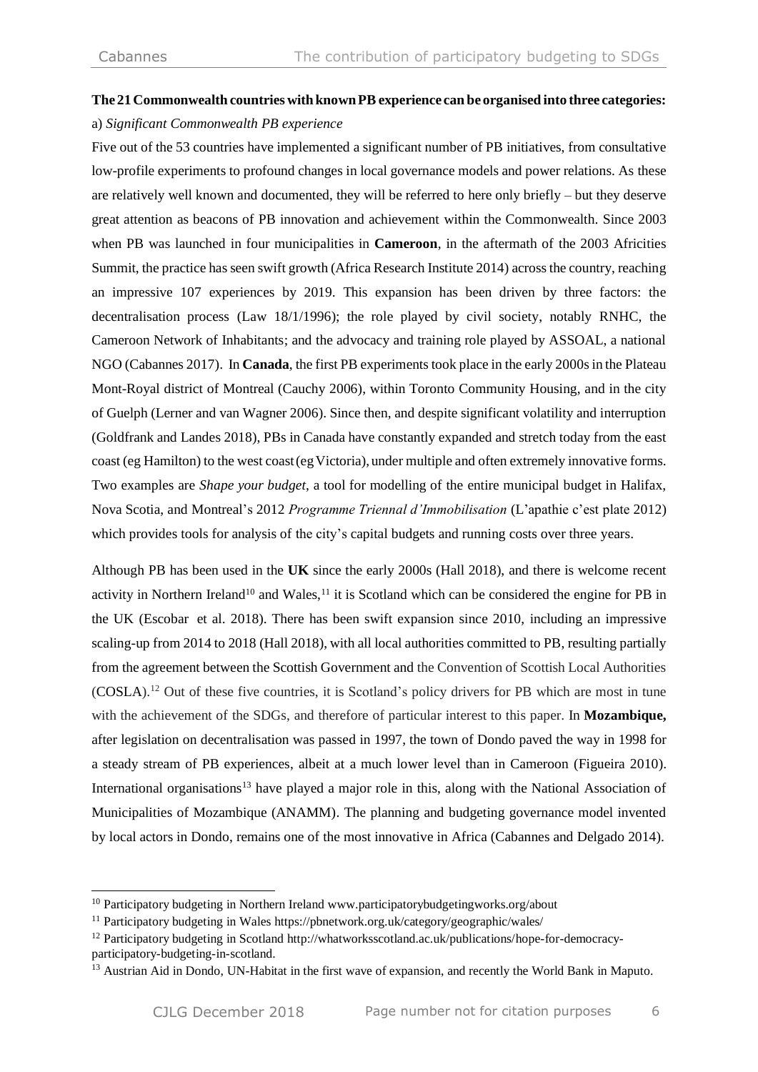**The 21 Commonwealth countries with known PB experience can be organised into three categories:**

a) *Significant Commonwealth PB experience*

Five out of the 53 countries have implemented a significant number of PB initiatives, from consultative low-profile experiments to profound changes in local governance models and power relations. As these are relatively well known and documented, they will be referred to here only briefly – but they deserve great attention as beacons of PB innovation and achievement within the Commonwealth. Since 2003 when PB was launched in four municipalities in **Cameroon**, in the aftermath of the 2003 Africities Summit, the practice has seen swift growth (Africa Research Institute 2014) across the country, reaching an impressive 107 experiences by 2019. This expansion has been driven by three factors: the decentralisation process (Law 18/1/1996); the role played by civil society, notably RNHC, the Cameroon Network of Inhabitants; and the advocacy and training role played by ASSOAL, a national NGO (Cabannes 2017). In **Canada**, the first PB experiments took place in the early 2000s in the Plateau Mont-Royal district of Montreal (Cauchy 2006), within Toronto Community Housing, and in the city of Guelph (Lerner and van Wagner 2006). Since then, and despite significant volatility and interruption (Goldfrank and Landes 2018), PBs in Canada have constantly expanded and stretch today from the east coast (eg Hamilton) to the west coast (eg Victoria), under multiple and often extremely innovative forms. Two examples are *Shape your budget*, a tool for modelling of the entire municipal budget in Halifax, Nova Scotia, and Montreal's 2012 *Programme Triennal d'Immobilisation* (L'apathie c'est plate 2012) which provides tools for analysis of the city's capital budgets and running costs over three years.

Although PB has been used in the **UK** since the early 2000s (Hall 2018), and there is welcome recent activity in Northern Ireland[10] and Wales,[11] it is Scotland which can be considered the engine for PB in the UK (Escobar et al. 2018). There has been swift expansion since 2010, including an impressive scaling-up from 2014 to 2018 (Hall 2018), with all local authorities committed to PB, resulting partially from the agreement between the Scottish Government and the Convention of Scottish Local Authorities (COSLA).[12] Out of these five countries, it is Scotland's policy drivers for PB which are most in tune with the achievement of the SDGs, and therefore of particular interest to this paper. In **Mozambique,** after legislation on decentralisation was passed in 1997, the town of Dondo paved the way in 1998 for a steady stream of PB experiences, albeit at a much lower level than in Cameroon (Figueira 2010). International organisations[13] have played a major role in this, along with the National Association of Municipalities of Mozambique (ANAMM). The planning and budgeting governance model invented by local actors in Dondo, remains one of the most innovative in Africa (Cabannes and Delgado 2014).

---

[10] Participatory budgeting in Northern Ireland www.participatorybudgetingworks.org/about

[11] Participatory budgeting in Wales https://pbnetwork.org.uk/category/geographic/wales/

[12] Participatory budgeting in Scotland http://whatworksscotland.ac.uk/publications/hope-for-democracy-participatory-budgeting-in-scotland.

[13] Austrian Aid in Dondo, UN-Habitat in the first wave of expansion, and recently the World Bank in Maputo.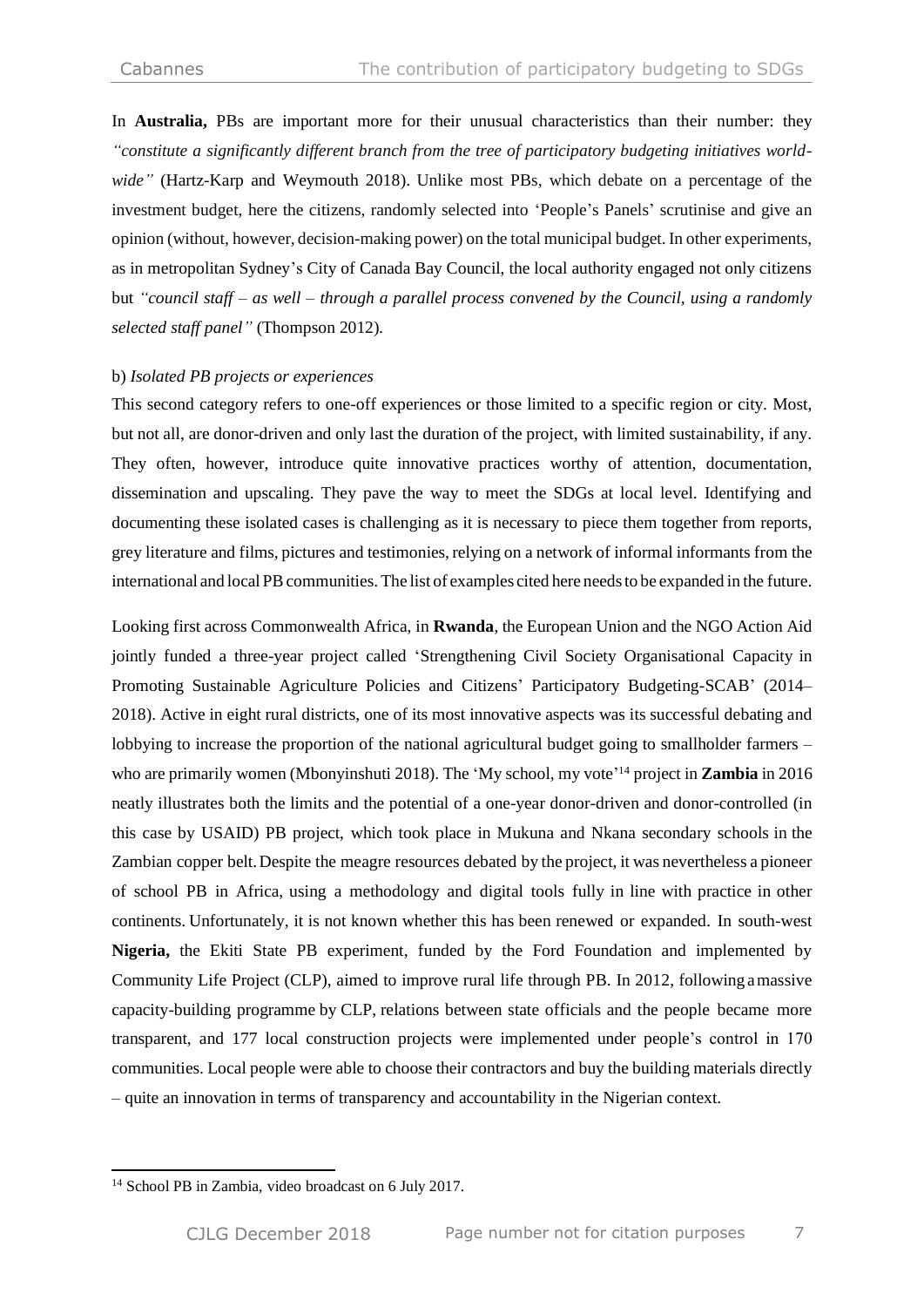In **Australia,** PBs are important more for their unusual characteristics than their number: they *"constitute a significantly different branch from the tree of participatory budgeting initiatives world-wide"* (Hartz-Karp and Weymouth 2018). Unlike most PBs, which debate on a percentage of the investment budget, here the citizens, randomly selected into 'People's Panels' scrutinise and give an opinion (without, however, decision-making power) on the total municipal budget. In other experiments, as in metropolitan Sydney's City of Canada Bay Council, the local authority engaged not only citizens but *"council staff – as well – through a parallel process convened by the Council, using a randomly selected staff panel"* (Thompson 2012).

b) *Isolated PB projects or experiences*

This second category refers to one-off experiences or those limited to a specific region or city. Most, but not all, are donor-driven and only last the duration of the project, with limited sustainability, if any. They often, however, introduce quite innovative practices worthy of attention, documentation, dissemination and upscaling. They pave the way to meet the SDGs at local level. Identifying and documenting these isolated cases is challenging as it is necessary to piece them together from reports, grey literature and films, pictures and testimonies, relying on a network of informal informants from the international and local PB communities. The list of examples cited here needs to be expanded in the future.

Looking first across Commonwealth Africa, in **Rwanda**, the European Union and the NGO Action Aid jointly funded a three-year project called 'Strengthening Civil Society Organisational Capacity in Promoting Sustainable Agriculture Policies and Citizens' Participatory Budgeting-SCAB' (2014–2018). Active in eight rural districts, one of its most innovative aspects was its successful debating and lobbying to increase the proportion of the national agricultural budget going to smallholder farmers – who are primarily women (Mbonyinshuti 2018). The 'My school, my vote'[14] project in **Zambia** in 2016 neatly illustrates both the limits and the potential of a one-year donor-driven and donor-controlled (in this case by USAID) PB project, which took place in Mukuna and Nkana secondary schools in the Zambian copper belt. Despite the meagre resources debated by the project, it was nevertheless a pioneer of school PB in Africa, using a methodology and digital tools fully in line with practice in other continents. Unfortunately, it is not known whether this has been renewed or expanded. In south-west **Nigeria,** the Ekiti State PB experiment, funded by the Ford Foundation and implemented by Community Life Project (CLP), aimed to improve rural life through PB. In 2012, following a massive capacity-building programme by CLP, relations between state officials and the people became more transparent, and 177 local construction projects were implemented under people's control in 170 communities. Local people were able to choose their contractors and buy the building materials directly – quite an innovation in terms of transparency and accountability in the Nigerian context.

---

[14] School PB in Zambia, video broadcast on 6 July 2017.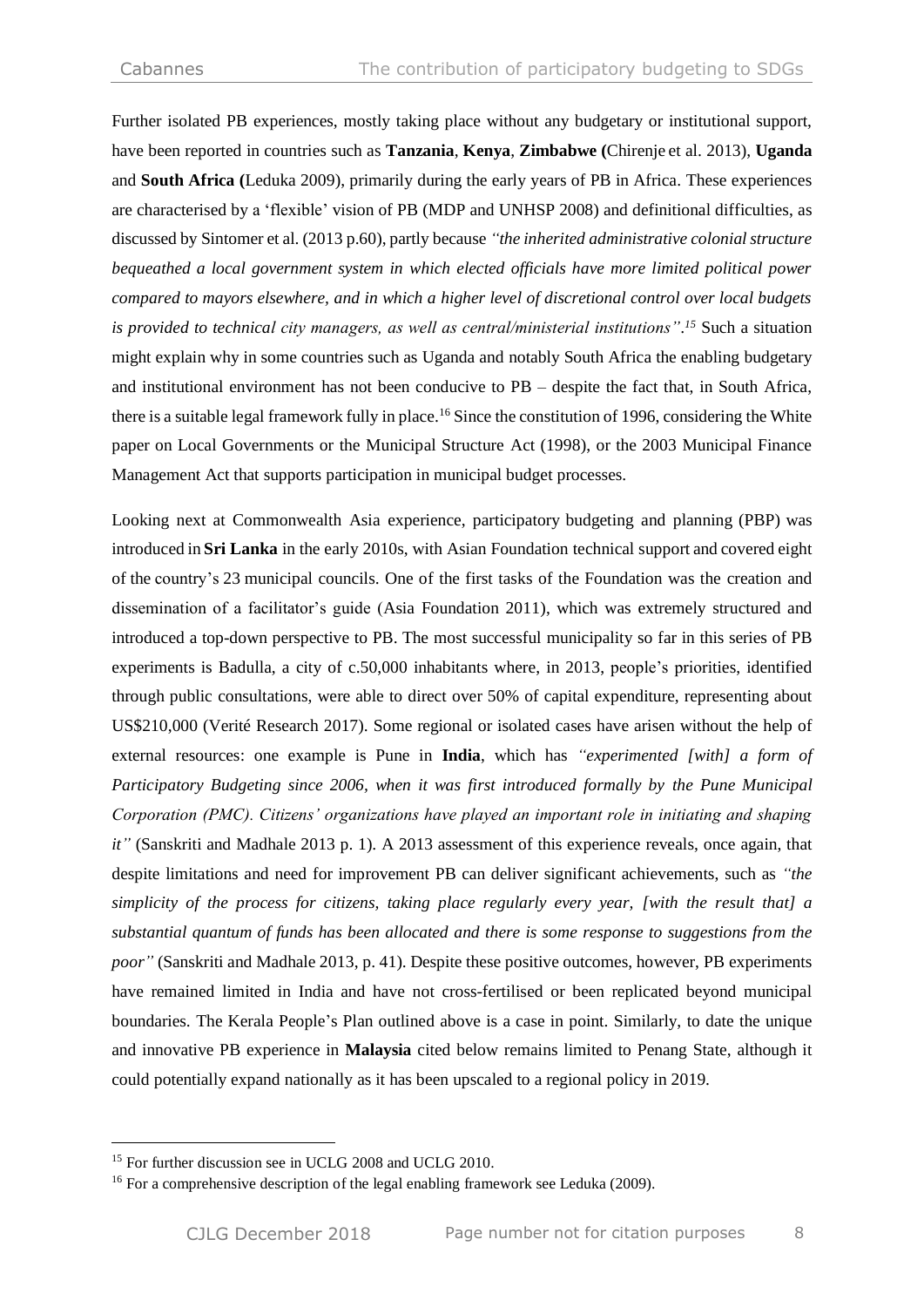Further isolated PB experiences, mostly taking place without any budgetary or institutional support, have been reported in countries such as **Tanzania**, **Kenya**, **Zimbabwe (**Chirenje et al. 2013), **Uganda** and **South Africa (**Leduka 2009), primarily during the early years of PB in Africa. These experiences are characterised by a 'flexible' vision of PB (MDP and UNHSP 2008) and definitional difficulties, as discussed by Sintomer et al. (2013 p.60), partly because *"the inherited administrative colonial structure bequeathed a local government system in which elected officials have more limited political power compared to mayors elsewhere, and in which a higher level of discretional control over local budgets is provided to technical city managers, as well as central/ministerial institutions"*.[15] Such a situation might explain why in some countries such as Uganda and notably South Africa the enabling budgetary and institutional environment has not been conducive to PB – despite the fact that, in South Africa, there is a suitable legal framework fully in place.[16] Since the constitution of 1996, considering the White paper on Local Governments or the Municipal Structure Act (1998), or the 2003 Municipal Finance Management Act that supports participation in municipal budget processes.

Looking next at Commonwealth Asia experience, participatory budgeting and planning (PBP) was introduced in **Sri Lanka** in the early 2010s, with Asian Foundation technical support and covered eight of the country's 23 municipal councils. One of the first tasks of the Foundation was the creation and dissemination of a facilitator's guide (Asia Foundation 2011), which was extremely structured and introduced a top-down perspective to PB. The most successful municipality so far in this series of PB experiments is Badulla, a city of c.50,000 inhabitants where, in 2013, people's priorities, identified through public consultations, were able to direct over 50% of capital expenditure, representing about US$210,000 (Verité Research 2017). Some regional or isolated cases have arisen without the help of external resources: one example is Pune in **India**, which has *"experimented [with] a form of Participatory Budgeting since 2006, when it was first introduced formally by the Pune Municipal Corporation (PMC). Citizens' organizations have played an important role in initiating and shaping it"* (Sanskriti and Madhale 2013 p. 1). A 2013 assessment of this experience reveals, once again, that despite limitations and need for improvement PB can deliver significant achievements, such as *"the simplicity of the process for citizens, taking place regularly every year, [with the result that] a substantial quantum of funds has been allocated and there is some response to suggestions from the poor"* (Sanskriti and Madhale 2013, p. 41). Despite these positive outcomes, however, PB experiments have remained limited in India and have not cross-fertilised or been replicated beyond municipal boundaries. The Kerala People's Plan outlined above is a case in point. Similarly, to date the unique and innovative PB experience in **Malaysia** cited below remains limited to Penang State, although it could potentially expand nationally as it has been upscaled to a regional policy in 2019.

---

[15] For further discussion see in UCLG 2008 and UCLG 2010.

[16] For a comprehensive description of the legal enabling framework see Leduka (2009).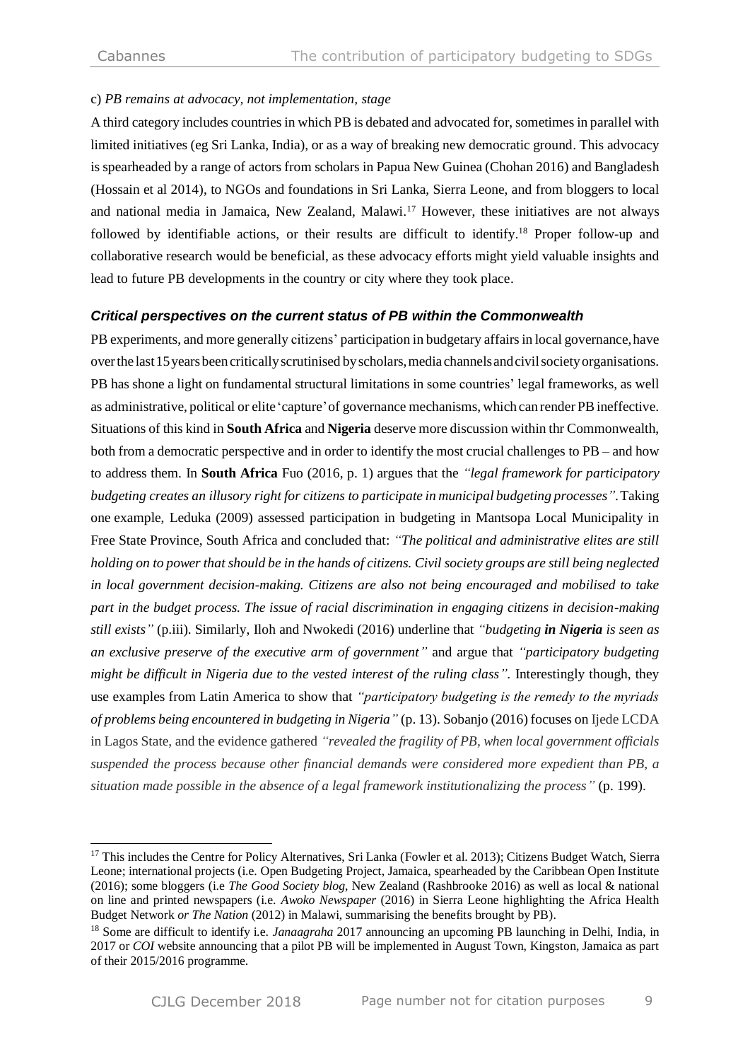c) *PB remains at advocacy, not implementation, stage*

A third category includes countries in which PB is debated and advocated for, sometimes in parallel with limited initiatives (eg Sri Lanka, India), or as a way of breaking new democratic ground. This advocacy is spearheaded by a range of actors from scholars in Papua New Guinea (Chohan 2016) and Bangladesh (Hossain et al 2014), to NGOs and foundations in Sri Lanka, Sierra Leone, and from bloggers to local and national media in Jamaica, New Zealand, Malawi.[17] However, these initiatives are not always followed by identifiable actions, or their results are difficult to identify.[18] Proper follow-up and collaborative research would be beneficial, as these advocacy efforts might yield valuable insights and lead to future PB developments in the country or city where they took place.

### *Critical perspectives on the current status of PB within the Commonwealth*

PB experiments, and more generally citizens' participation in budgetary affairs in local governance, have over the last 15 years been critically scrutinised by scholars, media channels and civil society organisations. PB has shone a light on fundamental structural limitations in some countries' legal frameworks, as well as administrative, political or elite 'capture' of governance mechanisms, which can render PB ineffective. Situations of this kind in **South Africa** and **Nigeria** deserve more discussion within thr Commonwealth, both from a democratic perspective and in order to identify the most crucial challenges to PB – and how to address them. In **South Africa** Fuo (2016, p. 1) argues that the *"legal framework for participatory budgeting creates an illusory right for citizens to participate in municipal budgeting processes"*. Taking one example, Leduka (2009) assessed participation in budgeting in Mantsopa Local Municipality in Free State Province, South Africa and concluded that: *"The political and administrative elites are still holding on to power that should be in the hands of citizens. Civil society groups are still being neglected in local government decision-making. Citizens are also not being encouraged and mobilised to take part in the budget process. The issue of racial discrimination in engaging citizens in decision-making still exists"* (p.iii). Similarly, Iloh and Nwokedi (2016) underline that *"budgeting **in Nigeria** is seen as an exclusive preserve of the executive arm of government"* and argue that *"participatory budgeting might be difficult in Nigeria due to the vested interest of the ruling class"*. Interestingly though, they use examples from Latin America to show that *"participatory budgeting is the remedy to the myriads of problems being encountered in budgeting in Nigeria"* (p. 13). Sobanjo (2016) focuses on Ijede LCDA in Lagos State, and the evidence gathered *"revealed the fragility of PB, when local government officials suspended the process because other financial demands were considered more expedient than PB, a situation made possible in the absence of a legal framework institutionalizing the process"* (p. 199).

---

[17] This includes the Centre for Policy Alternatives, Sri Lanka (Fowler et al. 2013); Citizens Budget Watch, Sierra Leone; international projects (i.e. Open Budgeting Project, Jamaica, spearheaded by the Caribbean Open Institute (2016); some bloggers (i.e *The Good Society blog*, New Zealand (Rashbrooke 2016) as well as local & national on line and printed newspapers (i.e. *Awoko Newspaper* (2016) in Sierra Leone highlighting the Africa Health Budget Network *or The Nation* (2012) in Malawi, summarising the benefits brought by PB).

[18] Some are difficult to identify i.e. *Janaagraha* 2017 announcing an upcoming PB launching in Delhi, India, in 2017 or *COI* website announcing that a pilot PB will be implemented in August Town, Kingston, Jamaica as part of their 2015/2016 programme.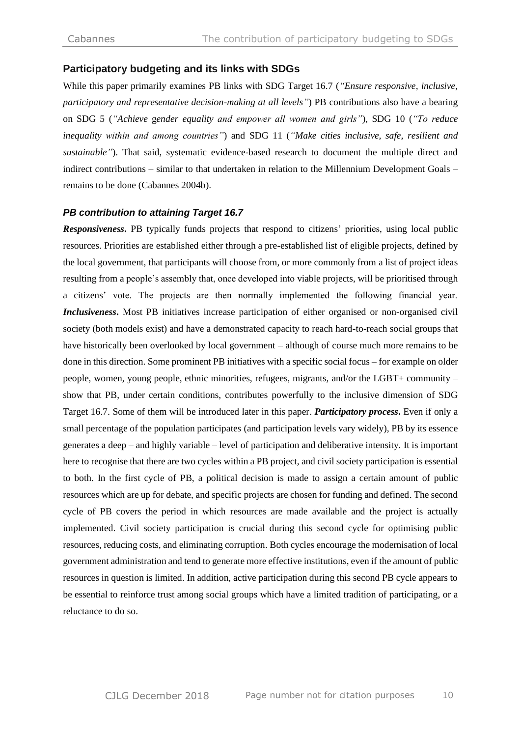## Participatory budgeting and its links with SDGs

While this paper primarily examines PB links with SDG Target 16.7 (*"Ensure responsive, inclusive, participatory and representative decision-making at all levels"*) PB contributions also have a bearing on SDG 5 (*"Achieve gender equality and empower all women and girls"*), SDG 10 (*"To reduce inequality within and among countries"*) and SDG 11 (*"Make cities inclusive, safe, resilient and sustainable"*). That said, systematic evidence-based research to document the multiple direct and indirect contributions – similar to that undertaken in relation to the Millennium Development Goals – remains to be done (Cabannes 2004b).

### *PB contribution to attaining Target 16.7*

***Responsiveness*.** PB typically funds projects that respond to citizens' priorities, using local public resources. Priorities are established either through a pre-established list of eligible projects, defined by the local government, that participants will choose from, or more commonly from a list of project ideas resulting from a people's assembly that, once developed into viable projects, will be prioritised through a citizens' vote. The projects are then normally implemented the following financial year. ***Inclusiveness*.** Most PB initiatives increase participation of either organised or non-organised civil society (both models exist) and have a demonstrated capacity to reach hard-to-reach social groups that have historically been overlooked by local government – although of course much more remains to be done in this direction. Some prominent PB initiatives with a specific social focus – for example on older people, women, young people, ethnic minorities, refugees, migrants, and/or the LGBT+ community – show that PB, under certain conditions, contributes powerfully to the inclusive dimension of SDG Target 16.7. Some of them will be introduced later in this paper. ***Participatory process*.** Even if only a small percentage of the population participates (and participation levels vary widely), PB by its essence generates a deep – and highly variable – level of participation and deliberative intensity. It is important here to recognise that there are two cycles within a PB project, and civil society participation is essential to both. In the first cycle of PB, a political decision is made to assign a certain amount of public resources which are up for debate, and specific projects are chosen for funding and defined. The second cycle of PB covers the period in which resources are made available and the project is actually implemented. Civil society participation is crucial during this second cycle for optimising public resources, reducing costs, and eliminating corruption. Both cycles encourage the modernisation of local government administration and tend to generate more effective institutions, even if the amount of public resources in question is limited. In addition, active participation during this second PB cycle appears to be essential to reinforce trust among social groups which have a limited tradition of participating, or a reluctance to do so.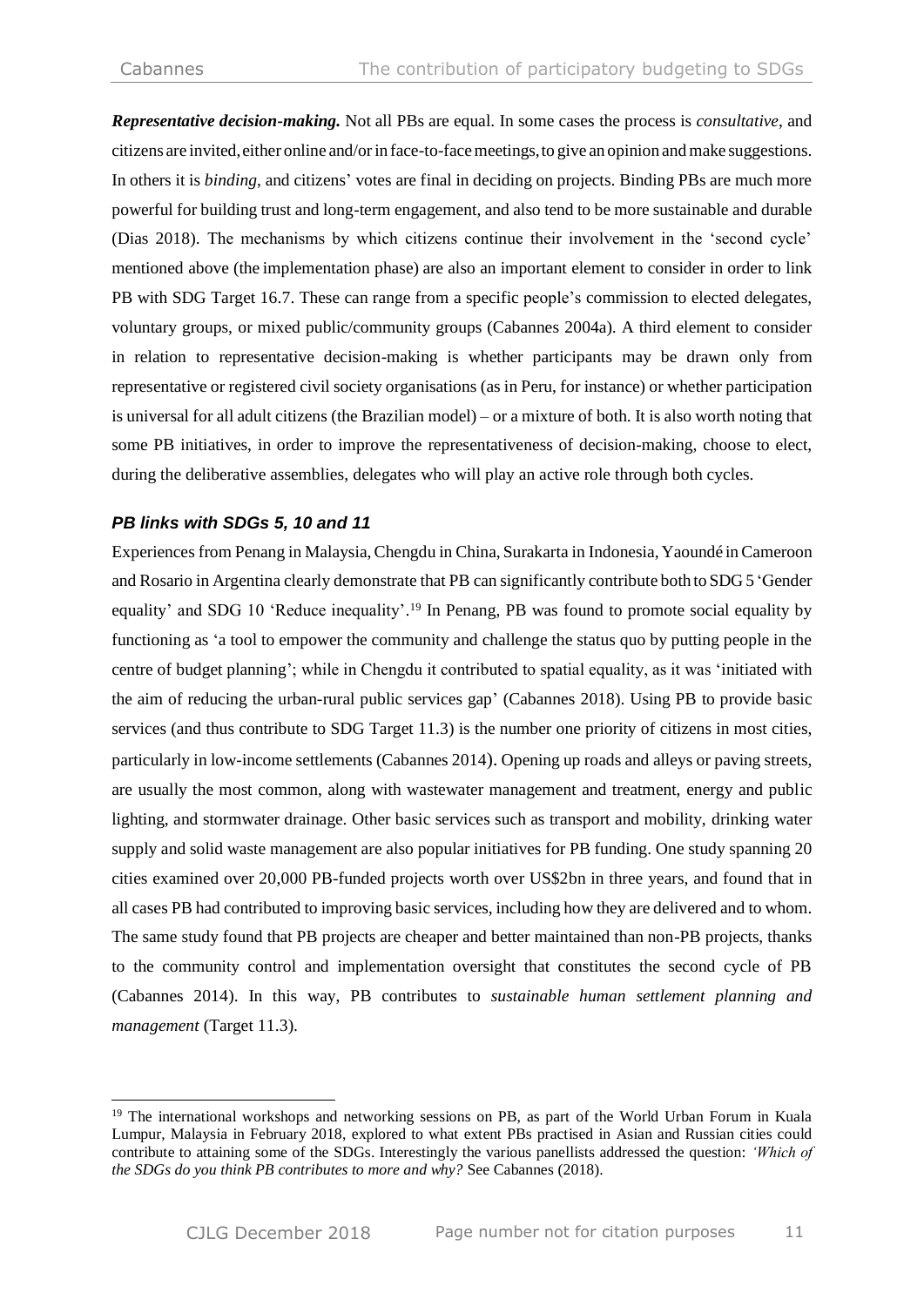***Representative decision-making.*** Not all PBs are equal. In some cases the process is *consultative*, and citizens are invited, either online and/or in face-to-face meetings, to give an opinion and make suggestions. In others it is *binding*, and citizens' votes are final in deciding on projects. Binding PBs are much more powerful for building trust and long-term engagement, and also tend to be more sustainable and durable (Dias 2018). The mechanisms by which citizens continue their involvement in the 'second cycle' mentioned above (the implementation phase) are also an important element to consider in order to link PB with SDG Target 16.7. These can range from a specific people's commission to elected delegates, voluntary groups, or mixed public/community groups (Cabannes 2004a). A third element to consider in relation to representative decision-making is whether participants may be drawn only from representative or registered civil society organisations (as in Peru, for instance) or whether participation is universal for all adult citizens (the Brazilian model) – or a mixture of both. It is also worth noting that some PB initiatives, in order to improve the representativeness of decision-making, choose to elect, during the deliberative assemblies, delegates who will play an active role through both cycles.

### *PB links with SDGs 5, 10 and 11*

Experiences from Penang in Malaysia, Chengdu in China, Surakarta in Indonesia, Yaoundé in Cameroon and Rosario in Argentina clearly demonstrate that PB can significantly contribute both to SDG 5 'Gender equality' and SDG 10 'Reduce inequality'.[19] In Penang, PB was found to promote social equality by functioning as 'a tool to empower the community and challenge the status quo by putting people in the centre of budget planning'; while in Chengdu it contributed to spatial equality, as it was 'initiated with the aim of reducing the urban-rural public services gap' (Cabannes 2018). Using PB to provide basic services (and thus contribute to SDG Target 11.3) is the number one priority of citizens in most cities, particularly in low-income settlements (Cabannes 2014). Opening up roads and alleys or paving streets, are usually the most common, along with wastewater management and treatment, energy and public lighting, and stormwater drainage. Other basic services such as transport and mobility, drinking water supply and solid waste management are also popular initiatives for PB funding. One study spanning 20 cities examined over 20,000 PB-funded projects worth over US$2bn in three years, and found that in all cases PB had contributed to improving basic services, including how they are delivered and to whom. The same study found that PB projects are cheaper and better maintained than non-PB projects, thanks to the community control and implementation oversight that constitutes the second cycle of PB (Cabannes 2014). In this way, PB contributes to *sustainable human settlement planning and management* (Target 11.3).

---

[19] The international workshops and networking sessions on PB, as part of the World Urban Forum in Kuala Lumpur, Malaysia in February 2018, explored to what extent PBs practised in Asian and Russian cities could contribute to attaining some of the SDGs. Interestingly the various panellists addressed the question: *'Which of the SDGs do you think PB contributes to more and why?* See Cabannes (2018).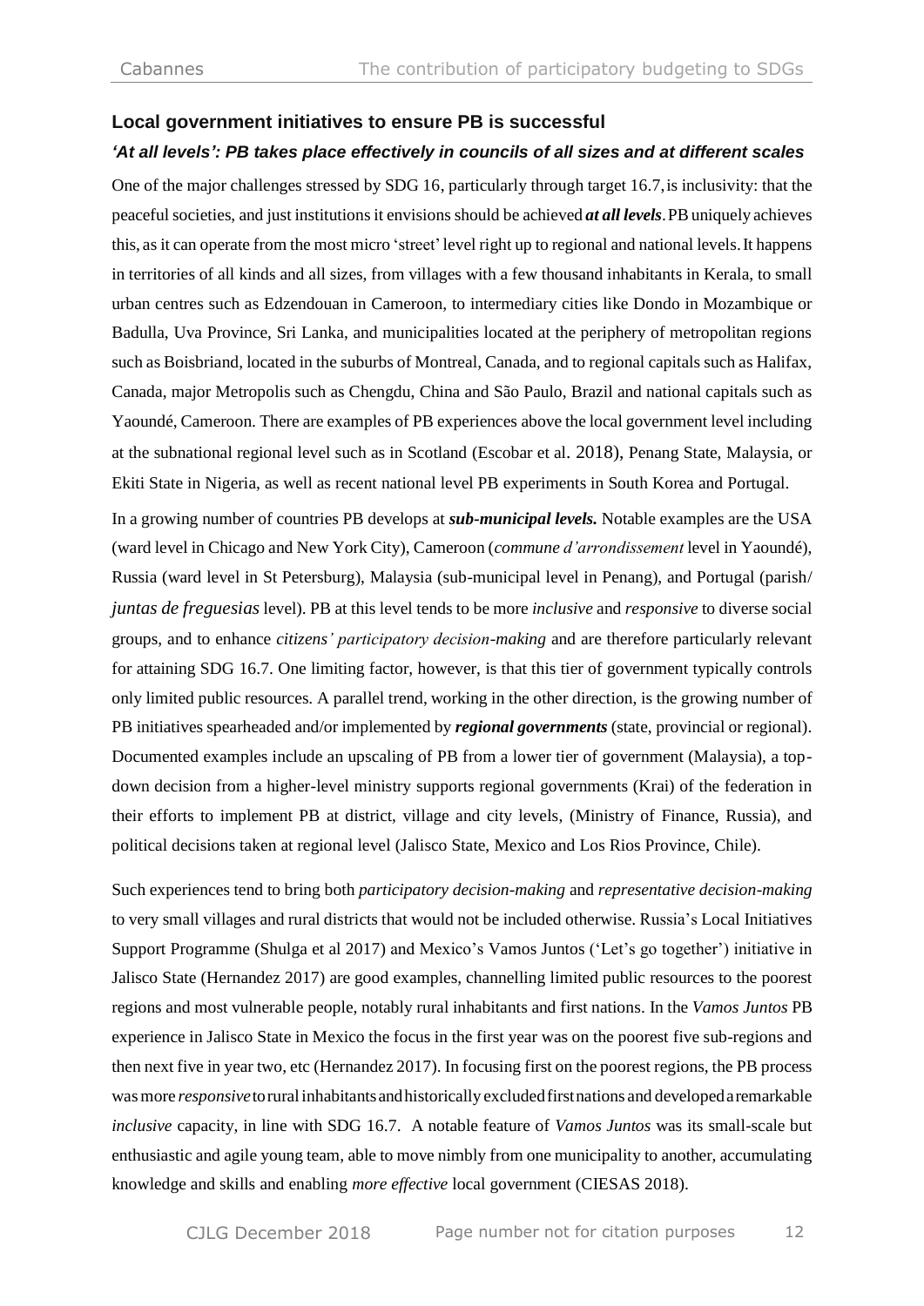## Local government initiatives to ensure PB is successful

### *'At all levels': PB takes place effectively in councils of all sizes and at different scales*

One of the major challenges stressed by SDG 16, particularly through target 16.7, is inclusivity: that the peaceful societies, and just institutions it envisions should be achieved ***at all levels***. PB uniquely achieves this, as it can operate from the most micro 'street' level right up to regional and national levels. It happens in territories of all kinds and all sizes, from villages with a few thousand inhabitants in Kerala, to small urban centres such as Edzendouan in Cameroon, to intermediary cities like Dondo in Mozambique or Badulla, Uva Province, Sri Lanka, and municipalities located at the periphery of metropolitan regions such as Boisbriand, located in the suburbs of Montreal, Canada, and to regional capitals such as Halifax, Canada, major Metropolis such as Chengdu, China and São Paulo, Brazil and national capitals such as Yaoundé, Cameroon. There are examples of PB experiences above the local government level including at the subnational regional level such as in Scotland (Escobar et al. 2018), Penang State, Malaysia, or Ekiti State in Nigeria, as well as recent national level PB experiments in South Korea and Portugal.

In a growing number of countries PB develops at ***sub-municipal levels.*** Notable examples are the USA (ward level in Chicago and New York City), Cameroon (*commune d'arrondissement* level in Yaoundé), Russia (ward level in St Petersburg), Malaysia (sub-municipal level in Penang), and Portugal (parish/ *juntas de freguesias* level). PB at this level tends to be more *inclusive* and *responsive* to diverse social groups, and to enhance *citizens' participatory decision-making* and are therefore particularly relevant for attaining SDG 16.7. One limiting factor, however, is that this tier of government typically controls only limited public resources. A parallel trend, working in the other direction, is the growing number of PB initiatives spearheaded and/or implemented by ***regional governments*** (state, provincial or regional). Documented examples include an upscaling of PB from a lower tier of government (Malaysia), a top-down decision from a higher-level ministry supports regional governments (Krai) of the federation in their efforts to implement PB at district, village and city levels, (Ministry of Finance, Russia), and political decisions taken at regional level (Jalisco State, Mexico and Los Rios Province, Chile).

Such experiences tend to bring both *participatory decision-making* and *representative decision-making* to very small villages and rural districts that would not be included otherwise. Russia's Local Initiatives Support Programme (Shulga et al 2017) and Mexico's Vamos Juntos ('Let's go together') initiative in Jalisco State (Hernandez 2017) are good examples, channelling limited public resources to the poorest regions and most vulnerable people, notably rural inhabitants and first nations. In the *Vamos Juntos* PB experience in Jalisco State in Mexico the focus in the first year was on the poorest five sub-regions and then next five in year two, etc (Hernandez 2017). In focusing first on the poorest regions, the PB process was more *responsive* to rural inhabitants and historically excluded first nations and developed a remarkable *inclusive* capacity, in line with SDG 16.7. A notable feature of *Vamos Juntos* was its small-scale but enthusiastic and agile young team, able to move nimbly from one municipality to another, accumulating knowledge and skills and enabling *more effective* local government (CIESAS 2018).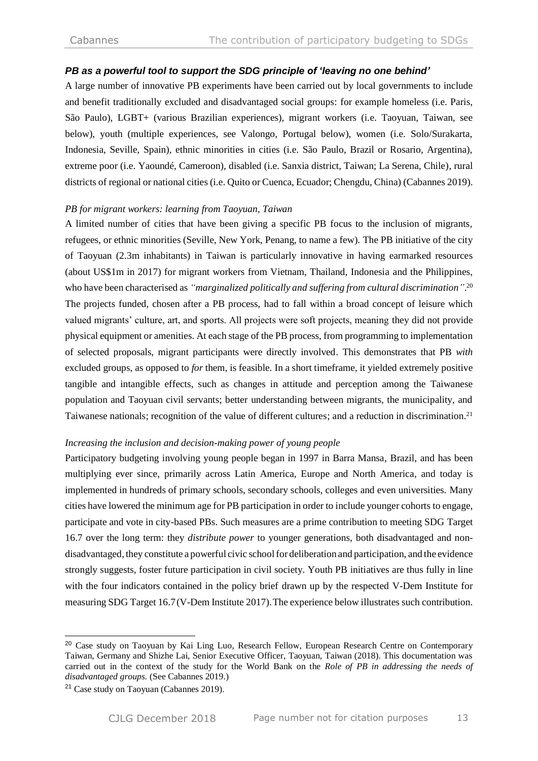### ***PB as a powerful tool to support the SDG principle of 'leaving no one behind'***

A large number of innovative PB experiments have been carried out by local governments to include and benefit traditionally excluded and disadvantaged social groups: for example homeless (i.e. Paris, São Paulo), LGBT+ (various Brazilian experiences), migrant workers (i.e. Taoyuan, Taiwan, see below), youth (multiple experiences, see Valongo, Portugal below), women (i.e. Solo/Surakarta, Indonesia, Seville, Spain), ethnic minorities in cities (i.e. São Paulo, Brazil or Rosario, Argentina), extreme poor (i.e. Yaoundé, Cameroon), disabled (i.e. Sanxia district, Taiwan; La Serena, Chile), rural districts of regional or national cities (i.e. Quito or Cuenca, Ecuador; Chengdu, China) (Cabannes 2019).

*PB for migrant workers: learning from Taoyuan, Taiwan*

A limited number of cities that have been giving a specific PB focus to the inclusion of migrants, refugees, or ethnic minorities (Seville, New York, Penang, to name a few). The PB initiative of the city of Taoyuan (2.3m inhabitants) in Taiwan is particularly innovative in having earmarked resources (about US$1m in 2017) for migrant workers from Vietnam, Thailand, Indonesia and the Philippines, who have been characterised as *"marginalized politically and suffering from cultural discrimination"*.[20] The projects funded, chosen after a PB process, had to fall within a broad concept of leisure which valued migrants' culture, art, and sports. All projects were soft projects, meaning they did not provide physical equipment or amenities. At each stage of the PB process, from programming to implementation of selected proposals, migrant participants were directly involved. This demonstrates that PB *with* excluded groups, as opposed to *for* them, is feasible. In a short timeframe, it yielded extremely positive tangible and intangible effects, such as changes in attitude and perception among the Taiwanese population and Taoyuan civil servants; better understanding between migrants, the municipality, and Taiwanese nationals; recognition of the value of different cultures; and a reduction in discrimination.[21]

*Increasing the inclusion and decision-making power of young people*

Participatory budgeting involving young people began in 1997 in Barra Mansa, Brazil, and has been multiplying ever since, primarily across Latin America, Europe and North America, and today is implemented in hundreds of primary schools, secondary schools, colleges and even universities. Many cities have lowered the minimum age for PB participation in order to include younger cohorts to engage, participate and vote in city-based PBs. Such measures are a prime contribution to meeting SDG Target 16.7 over the long term: they *distribute power* to younger generations, both disadvantaged and non-disadvantaged, they constitute a powerful civic school for deliberation and participation, and the evidence strongly suggests, foster future participation in civil society. Youth PB initiatives are thus fully in line with the four indicators contained in the policy brief drawn up by the respected V-Dem Institute for measuring SDG Target 16.7 (V-Dem Institute 2017). The experience below illustrates such contribution.

---

[20] Case study on Taoyuan by Kai Ling Luo, Research Fellow, European Research Centre on Contemporary Taiwan, Germany and Shizhe Lai, Senior Executive Officer, Taoyuan, Taiwan (2018). This documentation was carried out in the context of the study for the World Bank on the *Role of PB in addressing the needs of disadvantaged groups.* (See Cabannes 2019.)

[21] Case study on Taoyuan (Cabannes 2019).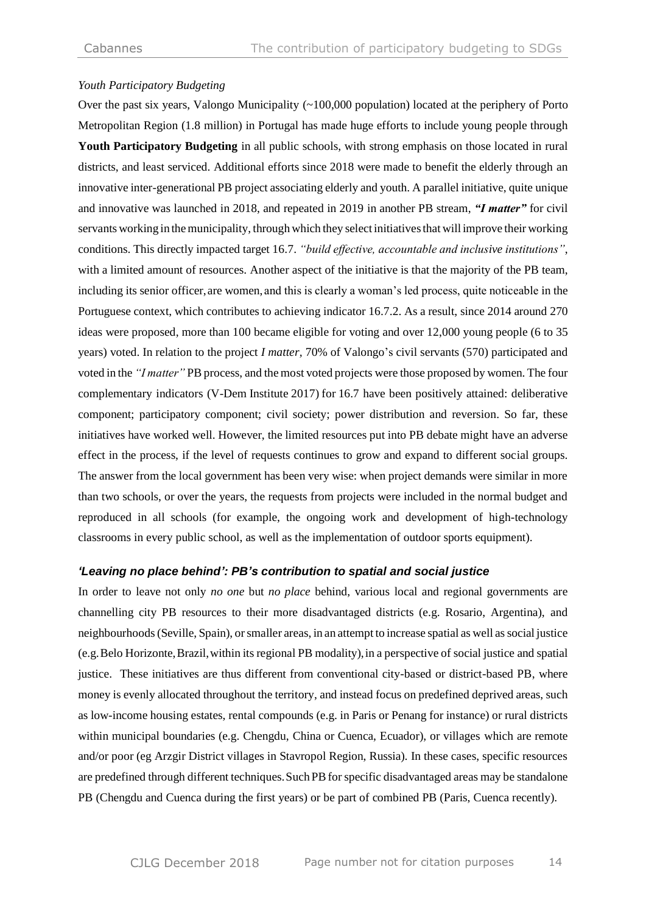*Youth Participatory Budgeting*

Over the past six years, Valongo Municipality (~100,000 population) located at the periphery of Porto Metropolitan Region (1.8 million) in Portugal has made huge efforts to include young people through **Youth Participatory Budgeting** in all public schools, with strong emphasis on those located in rural districts, and least serviced. Additional efforts since 2018 were made to benefit the elderly through an innovative inter-generational PB project associating elderly and youth. A parallel initiative, quite unique and innovative was launched in 2018, and repeated in 2019 in another PB stream, ***"I matter"*** for civil servants working in the municipality, through which they select initiatives that will improve their working conditions. This directly impacted target 16.7. *"build effective, accountable and inclusive institutions"*, with a limited amount of resources. Another aspect of the initiative is that the majority of the PB team, including its senior officer, are women, and this is clearly a woman's led process, quite noticeable in the Portuguese context, which contributes to achieving indicator 16.7.2. As a result, since 2014 around 270 ideas were proposed, more than 100 became eligible for voting and over 12,000 young people (6 to 35 years) voted. In relation to the project *I matter*, 70% of Valongo's civil servants (570) participated and voted in the *"I matter"* PB process, and the most voted projects were those proposed by women. The four complementary indicators (V-Dem Institute 2017) for 16.7 have been positively attained: deliberative component; participatory component; civil society; power distribution and reversion. So far, these initiatives have worked well. However, the limited resources put into PB debate might have an adverse effect in the process, if the level of requests continues to grow and expand to different social groups. The answer from the local government has been very wise: when project demands were similar in more than two schools, or over the years, the requests from projects were included in the normal budget and reproduced in all schools (for example, the ongoing work and development of high-technology classrooms in every public school, as well as the implementation of outdoor sports equipment).

### *'Leaving no place behind': PB's contribution to spatial and social justice*

In order to leave not only *no one* but *no place* behind, various local and regional governments are channelling city PB resources to their more disadvantaged districts (e.g. Rosario, Argentina), and neighbourhoods (Seville, Spain), or smaller areas, in an attempt to increase spatial as well as social justice (e.g. Belo Horizonte, Brazil, within its regional PB modality), in a perspective of social justice and spatial justice. These initiatives are thus different from conventional city-based or district-based PB, where money is evenly allocated throughout the territory, and instead focus on predefined deprived areas, such as low-income housing estates, rental compounds (e.g. in Paris or Penang for instance) or rural districts within municipal boundaries (e.g. Chengdu, China or Cuenca, Ecuador), or villages which are remote and/or poor (eg Arzgir District villages in Stavropol Region, Russia). In these cases, specific resources are predefined through different techniques. Such PB for specific disadvantaged areas may be standalone PB (Chengdu and Cuenca during the first years) or be part of combined PB (Paris, Cuenca recently).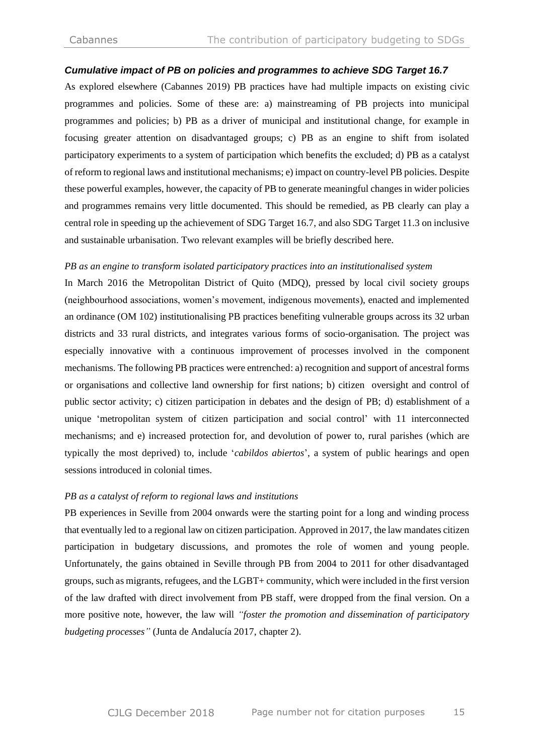### *Cumulative impact of PB on policies and programmes to achieve SDG Target 16.7*

As explored elsewhere (Cabannes 2019) PB practices have had multiple impacts on existing civic programmes and policies. Some of these are: a) mainstreaming of PB projects into municipal programmes and policies; b) PB as a driver of municipal and institutional change, for example in focusing greater attention on disadvantaged groups; c) PB as an engine to shift from isolated participatory experiments to a system of participation which benefits the excluded; d) PB as a catalyst of reform to regional laws and institutional mechanisms; e) impact on country-level PB policies. Despite these powerful examples, however, the capacity of PB to generate meaningful changes in wider policies and programmes remains very little documented. This should be remedied, as PB clearly can play a central role in speeding up the achievement of SDG Target 16.7, and also SDG Target 11.3 on inclusive and sustainable urbanisation. Two relevant examples will be briefly described here.

*PB as an engine to transform isolated participatory practices into an institutionalised system*

In March 2016 the Metropolitan District of Quito (MDQ), pressed by local civil society groups (neighbourhood associations, women's movement, indigenous movements), enacted and implemented an ordinance (OM 102) institutionalising PB practices benefiting vulnerable groups across its 32 urban districts and 33 rural districts, and integrates various forms of socio-organisation. The project was especially innovative with a continuous improvement of processes involved in the component mechanisms. The following PB practices were entrenched: a) recognition and support of ancestral forms or organisations and collective land ownership for first nations; b) citizen oversight and control of public sector activity; c) citizen participation in debates and the design of PB; d) establishment of a unique 'metropolitan system of citizen participation and social control' with 11 interconnected mechanisms; and e) increased protection for, and devolution of power to, rural parishes (which are typically the most deprived) to, include '*cabildos abiertos*', a system of public hearings and open sessions introduced in colonial times.

*PB as a catalyst of reform to regional laws and institutions*

PB experiences in Seville from 2004 onwards were the starting point for a long and winding process that eventually led to a regional law on citizen participation. Approved in 2017, the law mandates citizen participation in budgetary discussions, and promotes the role of women and young people. Unfortunately, the gains obtained in Seville through PB from 2004 to 2011 for other disadvantaged groups, such as migrants, refugees, and the LGBT+ community, which were included in the first version of the law drafted with direct involvement from PB staff, were dropped from the final version. On a more positive note, however, the law will *"foster the promotion and dissemination of participatory budgeting processes"* (Junta de Andalucía 2017, chapter 2).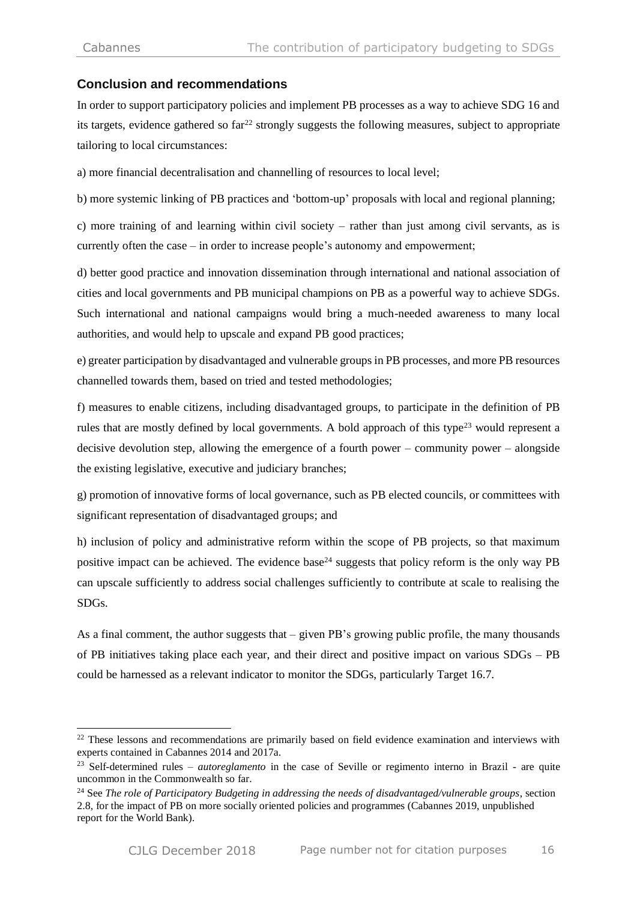## Conclusion and recommendations

In order to support participatory policies and implement PB processes as a way to achieve SDG 16 and its targets, evidence gathered so far[22] strongly suggests the following measures, subject to appropriate tailoring to local circumstances:

a) more financial decentralisation and channelling of resources to local level;

b) more systemic linking of PB practices and 'bottom-up' proposals with local and regional planning;

c) more training of and learning within civil society – rather than just among civil servants, as is currently often the case – in order to increase people's autonomy and empowerment;

d) better good practice and innovation dissemination through international and national association of cities and local governments and PB municipal champions on PB as a powerful way to achieve SDGs. Such international and national campaigns would bring a much-needed awareness to many local authorities, and would help to upscale and expand PB good practices;

e) greater participation by disadvantaged and vulnerable groups in PB processes, and more PB resources channelled towards them, based on tried and tested methodologies;

f) measures to enable citizens, including disadvantaged groups, to participate in the definition of PB rules that are mostly defined by local governments. A bold approach of this type[23] would represent a decisive devolution step, allowing the emergence of a fourth power – community power – alongside the existing legislative, executive and judiciary branches;

g) promotion of innovative forms of local governance, such as PB elected councils, or committees with significant representation of disadvantaged groups; and

h) inclusion of policy and administrative reform within the scope of PB projects, so that maximum positive impact can be achieved. The evidence base[24] suggests that policy reform is the only way PB can upscale sufficiently to address social challenges sufficiently to contribute at scale to realising the SDGs.

As a final comment, the author suggests that – given PB's growing public profile, the many thousands of PB initiatives taking place each year, and their direct and positive impact on various SDGs – PB could be harnessed as a relevant indicator to monitor the SDGs, particularly Target 16.7.

---

[22] These lessons and recommendations are primarily based on field evidence examination and interviews with experts contained in Cabannes 2014 and 2017a.

[23] Self-determined rules – *autoreglamento* in the case of Seville or regimento interno in Brazil - are quite uncommon in the Commonwealth so far.

[24] See *The role of Participatory Budgeting in addressing the needs of disadvantaged/vulnerable groups*, section 2.8, for the impact of PB on more socially oriented policies and programmes (Cabannes 2019, unpublished report for the World Bank).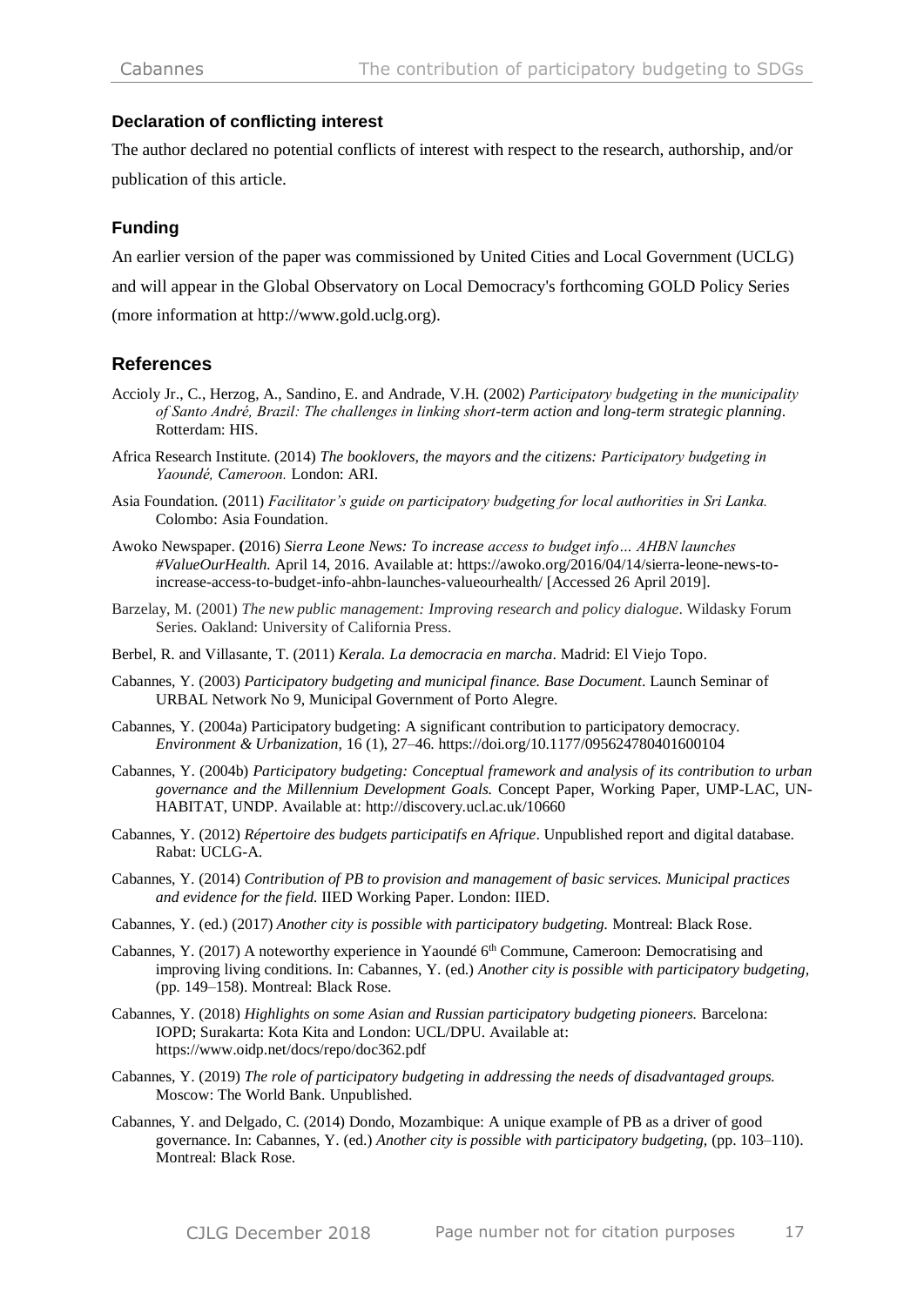### Declaration of conflicting interest

The author declared no potential conflicts of interest with respect to the research, authorship, and/or publication of this article.

### Funding

An earlier version of the paper was commissioned by United Cities and Local Government (UCLG) and will appear in the Global Observatory on Local Democracy's forthcoming GOLD Policy Series (more information at http://www.gold.uclg.org).

## References

Accioly Jr., C., Herzog, A., Sandino, E. and Andrade, V.H. (2002) *Participatory budgeting in the municipality of Santo André, Brazil: The challenges in linking short-term action and long-term strategic planning*. Rotterdam: HIS.

Africa Research Institute. (2014) *The booklovers, the mayors and the citizens: Participatory budgeting in Yaoundé, Cameroon.* London: ARI.

Asia Foundation. (2011) *Facilitator's guide on participatory budgeting for local authorities in Sri Lanka.* Colombo: Asia Foundation.

Awoko Newspaper. **(**2016) *Sierra Leone News: To increase access to budget info… AHBN launches #ValueOurHealth.* April 14, 2016. Available at: https://awoko.org/2016/04/14/sierra-leone-news-to-increase-access-to-budget-info-ahbn-launches-valueourhealth/ [Accessed 26 April 2019].

Barzelay, M. (2001) *The new public management: Improving research and policy dialogue*. Wildasky Forum Series. Oakland: University of California Press.

Berbel, R. and Villasante, T. (2011) *Kerala. La democracia en marcha*. Madrid: El Viejo Topo.

Cabannes, Y. (2003) *Participatory budgeting and municipal finance. Base Document*. Launch Seminar of URBAL Network No 9, Municipal Government of Porto Alegre.

Cabannes, Y. (2004a) Participatory budgeting: A significant contribution to participatory democracy. *Environment & Urbanization,* 16 (1), 27–46. https://doi.org/10.1177/095624780401600104

Cabannes, Y. (2004b) *Participatory budgeting: Conceptual framework and analysis of its contribution to urban governance and the Millennium Development Goals.* Concept Paper, Working Paper, UMP-LAC, UN-HABITAT, UNDP. Available at: http://discovery.ucl.ac.uk/10660

Cabannes, Y. (2012) *Répertoire des budgets participatifs en Afrique*. Unpublished report and digital database. Rabat: UCLG-A.

Cabannes, Y. (2014) *Contribution of PB to provision and management of basic services. Municipal practices and evidence for the field.* IIED Working Paper. London: IIED.

Cabannes, Y. (ed.) (2017) *Another city is possible with participatory budgeting.* Montreal: Black Rose.

Cabannes, Y. (2017) A noteworthy experience in Yaoundé 6th Commune, Cameroon: Democratising and improving living conditions. In: Cabannes, Y. (ed.) *Another city is possible with participatory budgeting,* (pp. 149–158). Montreal: Black Rose.

Cabannes, Y. (2018) *Highlights on some Asian and Russian participatory budgeting pioneers.* Barcelona: IOPD; Surakarta: Kota Kita and London: UCL/DPU. Available at: https://www.oidp.net/docs/repo/doc362.pdf

Cabannes, Y. (2019) *The role of participatory budgeting in addressing the needs of disadvantaged groups.* Moscow: The World Bank. Unpublished.

Cabannes, Y. and Delgado, C. (2014) Dondo, Mozambique: A unique example of PB as a driver of good governance. In: Cabannes, Y. (ed.) *Another city is possible with participatory budgeting,* (pp. 103–110). Montreal: Black Rose.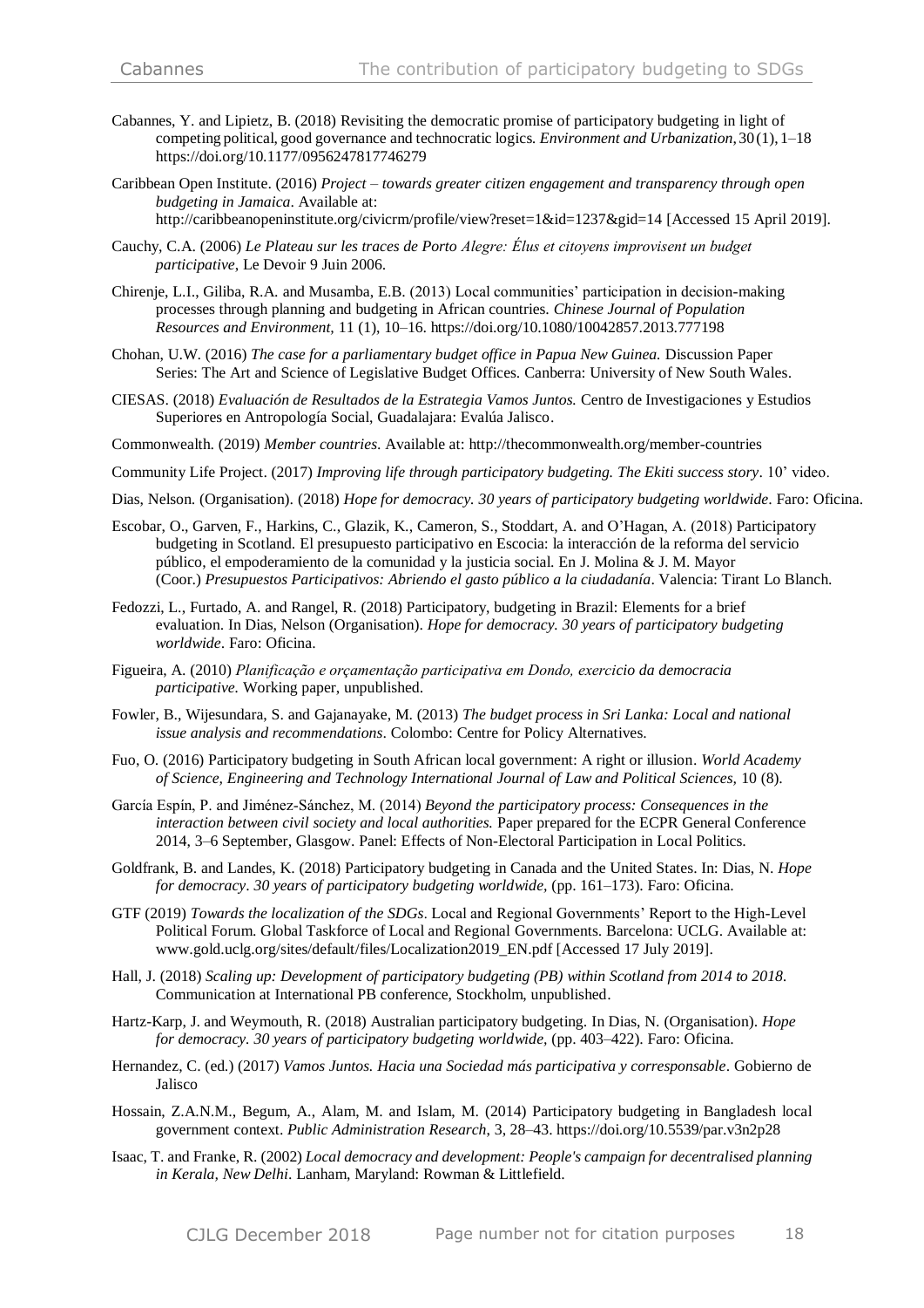Cabannes, Y. and Lipietz, B. (2018) Revisiting the democratic promise of participatory budgeting in light of competing political, good governance and technocratic logics. *Environment and Urbanization,* 30(1), 1–18 https://doi.org/10.1177/0956247817746279

Caribbean Open Institute. (2016) *Project – towards greater citizen engagement and transparency through open budgeting in Jamaica*. Available at: http://caribbeanopeninstitute.org/civicrm/profile/view?reset=1&id=1237&gid=14 [Accessed 15 April 2019].

Cauchy, C.A. (2006) *Le Plateau sur les traces de Porto Alegre: Élus et citoyens improvisent un budget participative*, Le Devoir 9 Juin 2006.

Chirenje, L.I., Giliba, R.A. and Musamba, E.B. (2013) Local communities' participation in decision-making processes through planning and budgeting in African countries. *Chinese Journal of Population Resources and Environment,* 11 (1), 10–16. https://doi.org/10.1080/10042857.2013.777198

Chohan, U.W. (2016) *The case for a parliamentary budget office in Papua New Guinea.* Discussion Paper Series: The Art and Science of Legislative Budget Offices. Canberra: University of New South Wales.

CIESAS. (2018) *Evaluación de Resultados de la Estrategia Vamos Juntos.* Centro de Investigaciones y Estudios Superiores en Antropología Social, Guadalajara: Evalúa Jalisco.

Commonwealth. (2019) *Member countries*. Available at: http://thecommonwealth.org/member-countries

Community Life Project. (2017) *Improving life through participatory budgeting. The Ekiti success story*. 10' video.

Dias, Nelson. (Organisation). (2018) *Hope for democracy. 30 years of participatory budgeting worldwide*. Faro: Oficina.

Escobar, O., Garven, F., Harkins, C., Glazik, K., Cameron, S., Stoddart, A. and O'Hagan, A. (2018) Participatory budgeting in Scotland. El presupuesto participativo en Escocia: la interacción de la reforma del servicio público, el empoderamiento de la comunidad y la justicia social. En J. Molina & J. M. Mayor (Coor.) *Presupuestos Participativos: Abriendo el gasto público a la ciudadanía*. Valencia: Tirant Lo Blanch.

Fedozzi, L., Furtado, A. and Rangel, R. (2018) Participatory, budgeting in Brazil: Elements for a brief evaluation. In Dias, Nelson (Organisation). *Hope for democracy. 30 years of participatory budgeting worldwide*. Faro: Oficina.

Figueira, A. (2010) *Planificação e orçamentação participativa em Dondo, exercicio da democracia participative.* Working paper, unpublished.

Fowler, B., Wijesundara, S. and Gajanayake, M. (2013) *The budget process in Sri Lanka: Local and national issue analysis and recommendations*. Colombo: Centre for Policy Alternatives.

Fuo, O. (2016) Participatory budgeting in South African local government: A right or illusion. *World Academy of Science, Engineering and Technology International Journal of Law and Political Sciences,* 10 (8).

García Espín, P. and Jiménez-Sánchez, M. (2014) *Beyond the participatory process: Consequences in the interaction between civil society and local authorities.* Paper prepared for the ECPR General Conference 2014, 3–6 September, Glasgow. Panel: Effects of Non-Electoral Participation in Local Politics.

Goldfrank, B. and Landes, K. (2018) Participatory budgeting in Canada and the United States. In: Dias, N. *Hope for democracy*. *30 years of participatory budgeting worldwide,* (pp. 161–173). Faro: Oficina.

GTF (2019) *Towards the localization of the SDGs*. Local and Regional Governments' Report to the High-Level Political Forum. Global Taskforce of Local and Regional Governments. Barcelona: UCLG. Available at: www.gold.uclg.org/sites/default/files/Localization2019_EN.pdf [Accessed 17 July 2019].

Hall, J. (2018) *Scaling up: Development of participatory budgeting (PB) within Scotland from 2014 to 2018*. Communication at International PB conference, Stockholm, unpublished.

Hartz-Karp, J. and Weymouth, R. (2018) Australian participatory budgeting. In Dias, N. (Organisation). *Hope for democracy. 30 years of participatory budgeting worldwide,* (pp. 403–422). Faro: Oficina.

Hernandez, C. (ed.) (2017) *Vamos Juntos. Hacia una Sociedad más participativa y corresponsable*. Gobierno de Jalisco

Hossain, Z.A.N.M., Begum, A., Alam, M. and Islam, M. (2014) Participatory budgeting in Bangladesh local government context. *Public Administration Research*, 3, 28–43. https://doi.org/10.5539/par.v3n2p28

Isaac, T. and Franke, R. (2002) *Local democracy and development: People's campaign for decentralised planning in Kerala, New Delhi*. Lanham, Maryland: Rowman & Littlefield.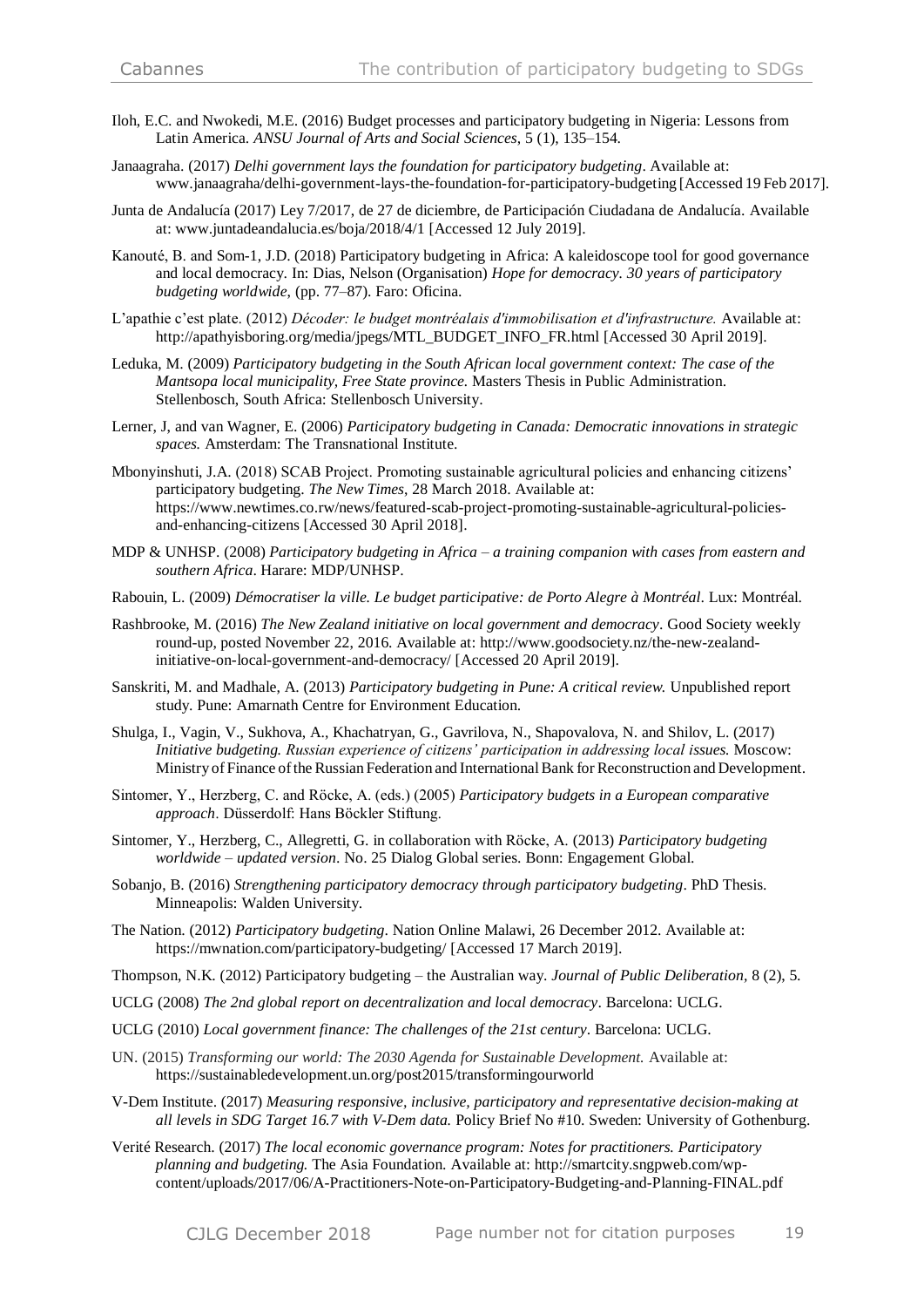Iloh, E.C. and Nwokedi, M.E. (2016) Budget processes and participatory budgeting in Nigeria: Lessons from Latin America. *ANSU Journal of Arts and Social Sciences*, 5 (1), 135–154.

Janaagraha. (2017) *Delhi government lays the foundation for participatory budgeting*. Available at: www.janaagraha/delhi-government-lays-the-foundation-for-participatory-budgeting [Accessed 19 Feb 2017].

Junta de Andalucía (2017) Ley 7/2017, de 27 de diciembre, de Participación Ciudadana de Andalucía. Available at: www.juntadeandalucia.es/boja/2018/4/1 [Accessed 12 July 2019].

Kanouté, B. and Som-1, J.D. (2018) Participatory budgeting in Africa: A kaleidoscope tool for good governance and local democracy. In: Dias, Nelson (Organisation) *Hope for democracy. 30 years of participatory budgeting worldwide*, (pp. 77–87). Faro: Oficina.

L'apathie c'est plate. (2012) *Décoder: le budget montréalais d'immobilisation et d'infrastructure.* Available at: http://apathyisboring.org/media/jpegs/MTL_BUDGET_INFO_FR.html [Accessed 30 April 2019].

Leduka, M. (2009) *Participatory budgeting in the South African local government context: The case of the Mantsopa local municipality, Free State province.* Masters Thesis in Public Administration. Stellenbosch, South Africa: Stellenbosch University.

Lerner, J, and van Wagner, E. (2006) *Participatory budgeting in Canada: Democratic innovations in strategic spaces.* Amsterdam: The Transnational Institute.

Mbonyinshuti, J.A. (2018) SCAB Project. Promoting sustainable agricultural policies and enhancing citizens' participatory budgeting. *The New Times*, 28 March 2018. Available at: https://www.newtimes.co.rw/news/featured-scab-project-promoting-sustainable-agricultural-policies-and-enhancing-citizens [Accessed 30 April 2018].

MDP & UNHSP. (2008) *Participatory budgeting in Africa – a training companion with cases from eastern and southern Africa*. Harare: MDP/UNHSP.

Rabouin, L. (2009) *Démocratiser la ville. Le budget participative: de Porto Alegre à Montréal*. Lux: Montréal.

Rashbrooke, M. (2016) *The New Zealand initiative on local government and democracy*. Good Society weekly round-up, posted November 22, 2016. Available at: http://www.goodsociety.nz/the-new-zealand-initiative-on-local-government-and-democracy/ [Accessed 20 April 2019].

Sanskriti, M. and Madhale, A. (2013) *Participatory budgeting in Pune: A critical review.* Unpublished report study. Pune: Amarnath Centre for Environment Education.

Shulga, I., Vagin, V., Sukhova, A., Khachatryan, G., Gavrilova, N., Shapovalova, N. and Shilov, L. (2017) *Initiative budgeting. Russian experience of citizens' participation in addressing local issues.* Moscow: Ministry of Finance of the Russian Federation and International Bank for Reconstruction and Development.

Sintomer, Y., Herzberg, C. and Röcke, A. (eds.) (2005) *Participatory budgets in a European comparative approach*. Düsserdolf: Hans Böckler Stiftung.

Sintomer, Y., Herzberg, C., Allegretti, G. in collaboration with Röcke, A. (2013) *Participatory budgeting worldwide – updated version*. No. 25 Dialog Global series. Bonn: Engagement Global.

Sobanjo, B. (2016) *Strengthening participatory democracy through participatory budgeting*. PhD Thesis. Minneapolis: Walden University.

The Nation. (2012) *Participatory budgeting*. Nation Online Malawi, 26 December 2012. Available at: https://mwnation.com/participatory-budgeting/ [Accessed 17 March 2019].

Thompson, N.K. (2012) Participatory budgeting – the Australian way. *Journal of Public Deliberation,* 8 (2), 5.

UCLG (2008) *The 2nd global report on decentralization and local democracy*. Barcelona: UCLG.

UCLG (2010) *Local government finance: The challenges of the 21st century*. Barcelona: UCLG.

UN. (2015) *Transforming our world: The 2030 Agenda for Sustainable Development.* Available at: https://sustainabledevelopment.un.org/post2015/transformingourworld

V-Dem Institute. (2017) *Measuring responsive, inclusive, participatory and representative decision-making at all levels in SDG Target 16.7 with V-Dem data.* Policy Brief No #10. Sweden: University of Gothenburg.

Verité Research. (2017) *The local economic governance program: Notes for practitioners. Participatory planning and budgeting.* The Asia Foundation. Available at: http://smartcity.sngpweb.com/wp-content/uploads/2017/06/A-Practitioners-Note-on-Participatory-Budgeting-and-Planning-FINAL.pdf